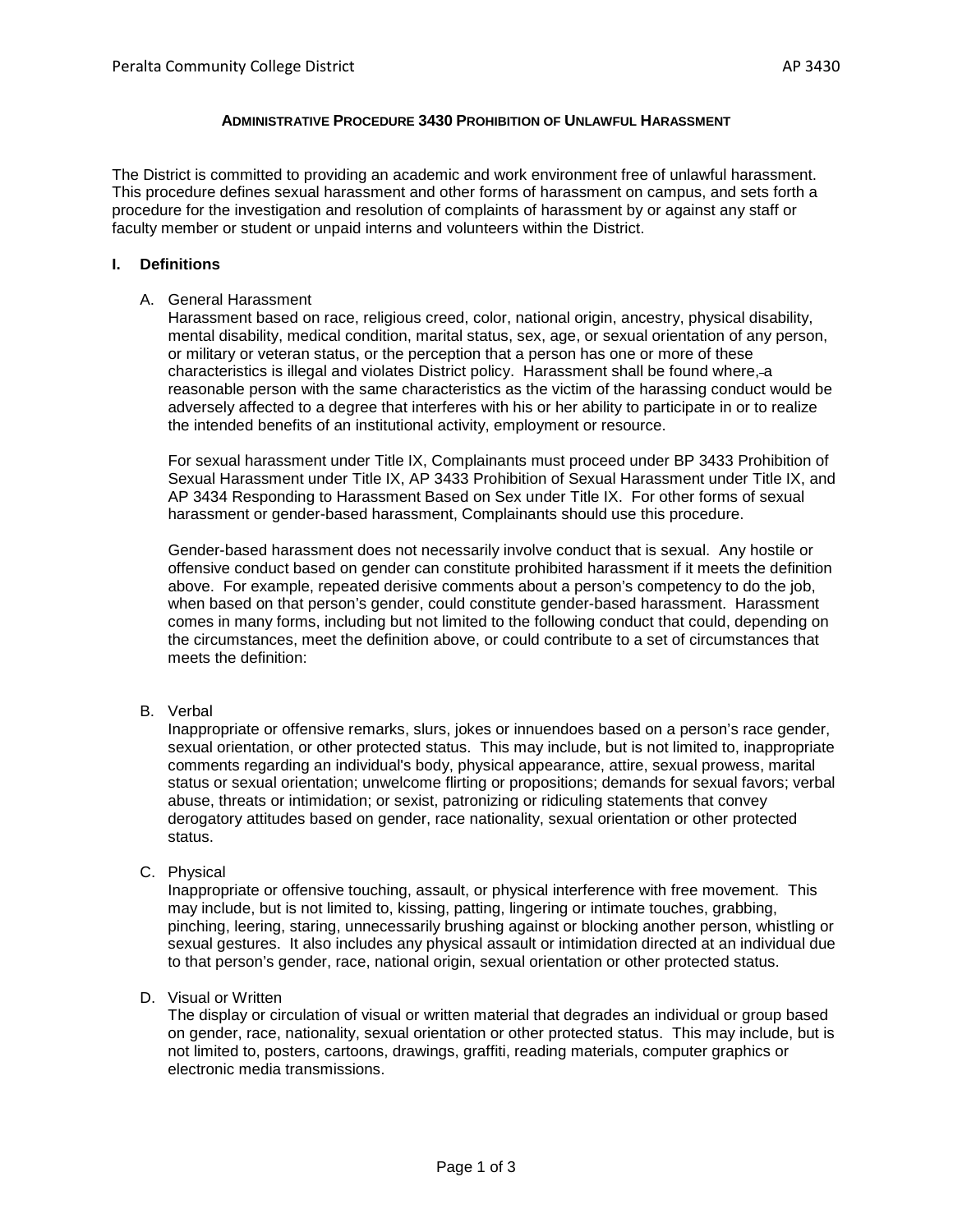## **ADMINISTRATIVE PROCEDURE 3430 PROHIBITION OF UNLAWFUL HARASSMENT**

The District is committed to providing an academic and work environment free of unlawful harassment. This procedure defines sexual harassment and other forms of harassment on campus, and sets forth a procedure for the investigation and resolution of complaints of harassment by or against any staff or faculty member or student or unpaid interns and volunteers within the District.

### **I. Definitions**

A. General Harassment

Harassment based on race, religious creed, color, national origin, ancestry, physical disability, mental disability, medical condition, marital status, sex, age, or sexual orientation of any person, or military or veteran status, or the perception that a person has one or more of these characteristics is illegal and violates District policy. Harassment shall be found where, a reasonable person with the same characteristics as the victim of the harassing conduct would be adversely affected to a degree that interferes with his or her ability to participate in or to realize the intended benefits of an institutional activity, employment or resource.

For sexual harassment under Title IX, Complainants must proceed under BP 3433 Prohibition of Sexual Harassment under Title IX, AP 3433 Prohibition of Sexual Harassment under Title IX, and AP 3434 Responding to Harassment Based on Sex under Title IX. For other forms of sexual harassment or gender-based harassment, Complainants should use this procedure.

Gender-based harassment does not necessarily involve conduct that is sexual. Any hostile or offensive conduct based on gender can constitute prohibited harassment if it meets the definition above. For example, repeated derisive comments about a person's competency to do the job, when based on that person's gender, could constitute gender-based harassment. Harassment comes in many forms, including but not limited to the following conduct that could, depending on the circumstances, meet the definition above, or could contribute to a set of circumstances that meets the definition:

B. Verbal

Inappropriate or offensive remarks, slurs, jokes or innuendoes based on a person's race gender, sexual orientation, or other protected status. This may include, but is not limited to, inappropriate comments regarding an individual's body, physical appearance, attire, sexual prowess, marital status or sexual orientation; unwelcome flirting or propositions; demands for sexual favors; verbal abuse, threats or intimidation; or sexist, patronizing or ridiculing statements that convey derogatory attitudes based on gender, race nationality, sexual orientation or other protected status.

C. Physical

Inappropriate or offensive touching, assault, or physical interference with free movement. This may include, but is not limited to, kissing, patting, lingering or intimate touches, grabbing, pinching, leering, staring, unnecessarily brushing against or blocking another person, whistling or sexual gestures. It also includes any physical assault or intimidation directed at an individual due to that person's gender, race, national origin, sexual orientation or other protected status.

D. Visual or Written

The display or circulation of visual or written material that degrades an individual or group based on gender, race, nationality, sexual orientation or other protected status. This may include, but is not limited to, posters, cartoons, drawings, graffiti, reading materials, computer graphics or electronic media transmissions.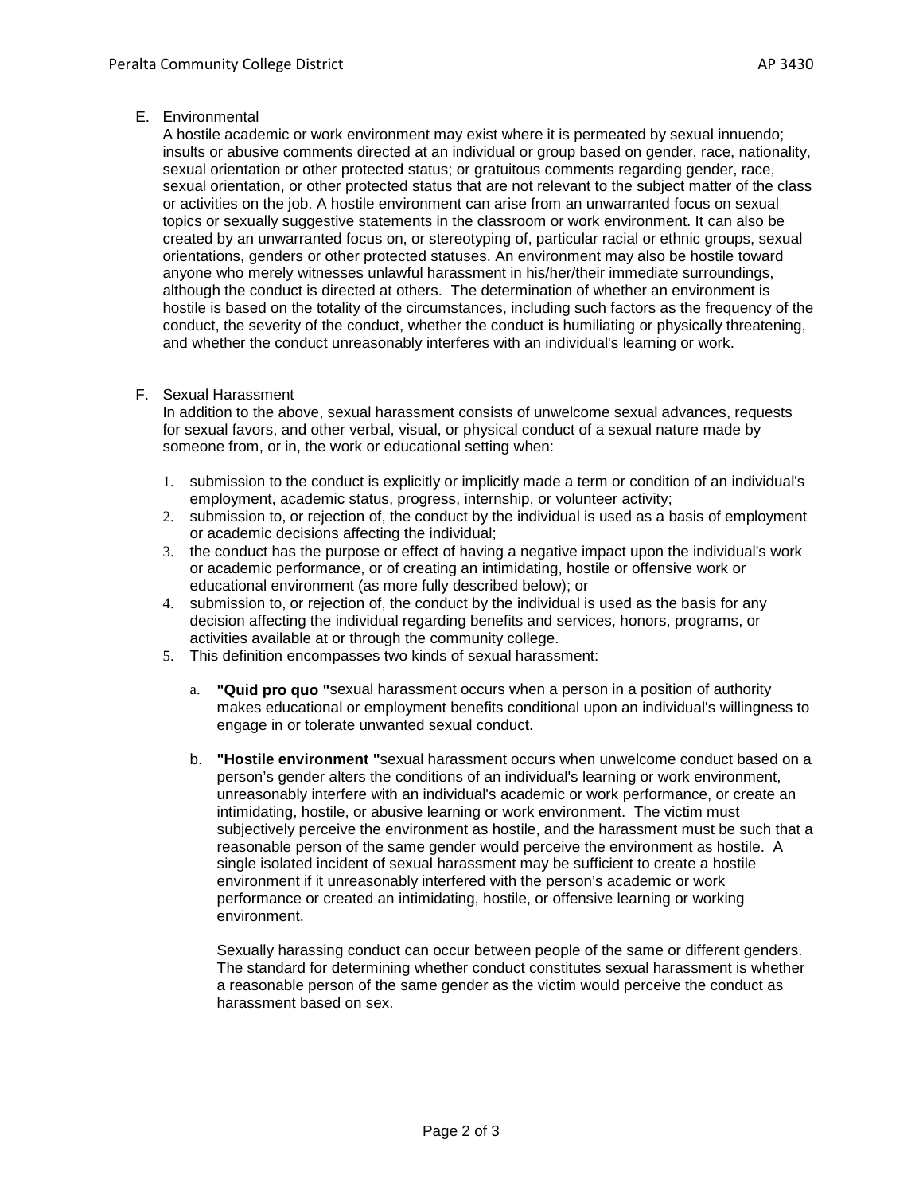E. Environmental

A hostile academic or work environment may exist where it is permeated by sexual innuendo; insults or abusive comments directed at an individual or group based on gender, race, nationality, sexual orientation or other protected status; or gratuitous comments regarding gender, race, sexual orientation, or other protected status that are not relevant to the subject matter of the class or activities on the job. A hostile environment can arise from an unwarranted focus on sexual topics or sexually suggestive statements in the classroom or work environment. It can also be created by an unwarranted focus on, or stereotyping of, particular racial or ethnic groups, sexual orientations, genders or other protected statuses. An environment may also be hostile toward anyone who merely witnesses unlawful harassment in his/her/their immediate surroundings, although the conduct is directed at others. The determination of whether an environment is hostile is based on the totality of the circumstances, including such factors as the frequency of the conduct, the severity of the conduct, whether the conduct is humiliating or physically threatening, and whether the conduct unreasonably interferes with an individual's learning or work.

F. Sexual Harassment

In addition to the above, sexual harassment consists of unwelcome sexual advances, requests for sexual favors, and other verbal, visual, or physical conduct of a sexual nature made by someone from, or in, the work or educational setting when:

1. submission to the conduct is explicitly or implicitly made a term or condition of an individual's employment, academic status, progress, internship, or volunteer activity;
2. submission to, or rejection of, the conduct by the individual is used as a basis of employment or academic decisions affecting the individual;
3. the conduct has the purpose or effect of having a negative impact upon the individual's work or academic performance, or of creating an intimidating, hostile or offensive work or educational environment (as more fully described below); or
4. submission to, or rejection of, the conduct by the individual is used as the basis for any decision affecting the individual regarding benefits and services, honors, programs, or activities available at or through the community college.
5. This definition encompasses two kinds of sexual harassment:

   a. **"Quid pro quo "**sexual harassment occurs when a person in a position of authority makes educational or employment benefits conditional upon an individual's willingness to engage in or tolerate unwanted sexual conduct.

   b. **"Hostile environment "**sexual harassment occurs when unwelcome conduct based on a person's gender alters the conditions of an individual's learning or work environment, unreasonably interfere with an individual's academic or work performance, or create an intimidating, hostile, or abusive learning or work environment. The victim must subjectively perceive the environment as hostile, and the harassment must be such that a reasonable person of the same gender would perceive the environment as hostile. A single isolated incident of sexual harassment may be sufficient to create a hostile environment if it unreasonably interfered with the person's academic or work performance or created an intimidating, hostile, or offensive learning or working environment.

   Sexually harassing conduct can occur between people of the same or different genders. The standard for determining whether conduct constitutes sexual harassment is whether a reasonable person of the same gender as the victim would perceive the conduct as harassment based on sex.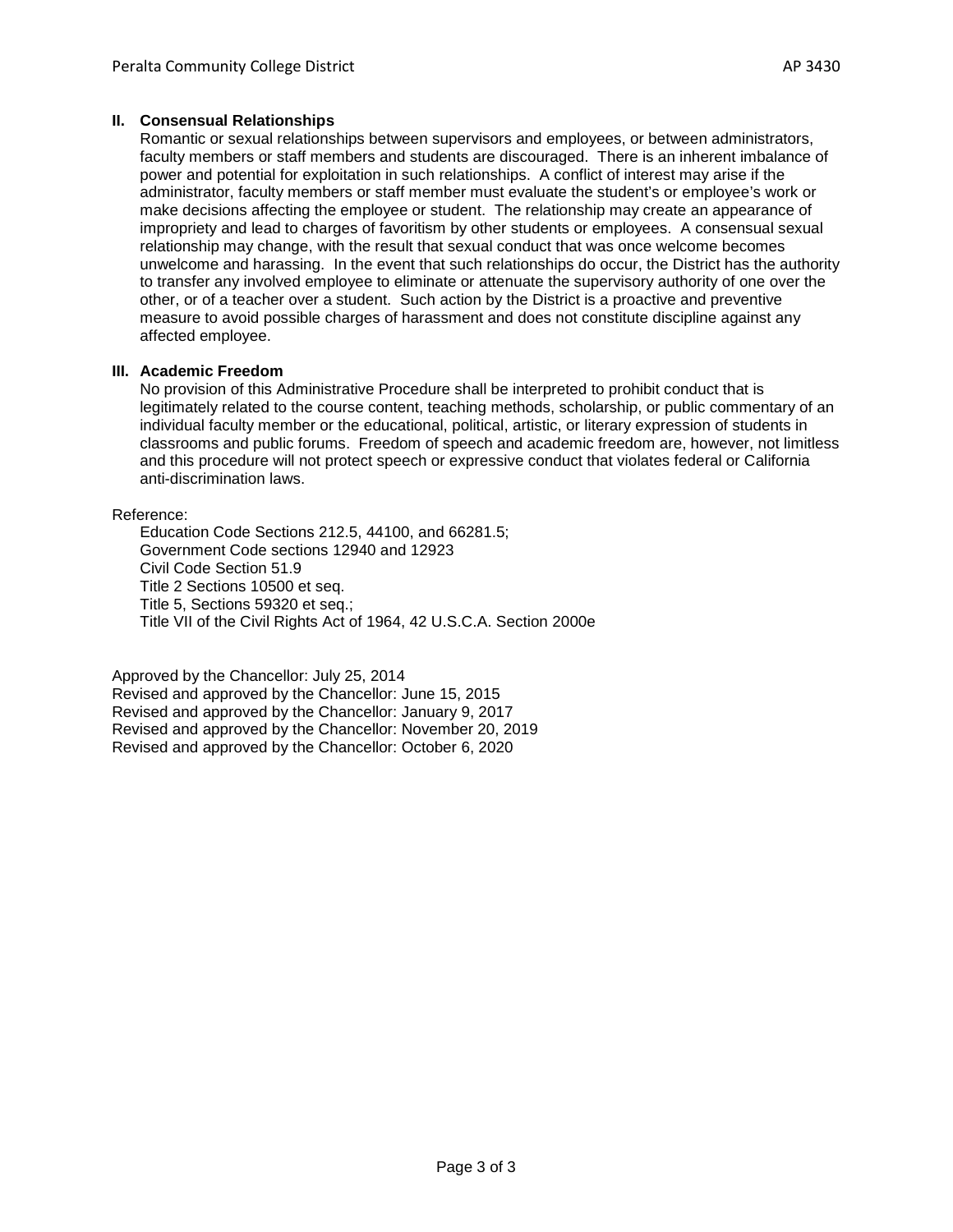## II. Consensual Relationships

Romantic or sexual relationships between supervisors and employees, or between administrators, faculty members or staff members and students are discouraged. There is an inherent imbalance of power and potential for exploitation in such relationships. A conflict of interest may arise if the administrator, faculty members or staff member must evaluate the student's or employee's work or make decisions affecting the employee or student. The relationship may create an appearance of impropriety and lead to charges of favoritism by other students or employees. A consensual sexual relationship may change, with the result that sexual conduct that was once welcome becomes unwelcome and harassing. In the event that such relationships do occur, the District has the authority to transfer any involved employee to eliminate or attenuate the supervisory authority of one over the other, or of a teacher over a student. Such action by the District is a proactive and preventive measure to avoid possible charges of harassment and does not constitute discipline against any affected employee.

## III. Academic Freedom

No provision of this Administrative Procedure shall be interpreted to prohibit conduct that is legitimately related to the course content, teaching methods, scholarship, or public commentary of an individual faculty member or the educational, political, artistic, or literary expression of students in classrooms and public forums. Freedom of speech and academic freedom are, however, not limitless and this procedure will not protect speech or expressive conduct that violates federal or California anti-discrimination laws.

Reference:

Education Code Sections 212.5, 44100, and 66281.5;
Government Code sections 12940 and 12923
Civil Code Section 51.9
Title 2 Sections 10500 et seq.
Title 5, Sections 59320 et seq.;
Title VII of the Civil Rights Act of 1964, 42 U.S.C.A. Section 2000e

Approved by the Chancellor: July 25, 2014
Revised and approved by the Chancellor: June 15, 2015
Revised and approved by the Chancellor: January 9, 2017
Revised and approved by the Chancellor: November 20, 2019
Revised and approved by the Chancellor: October 6, 2020